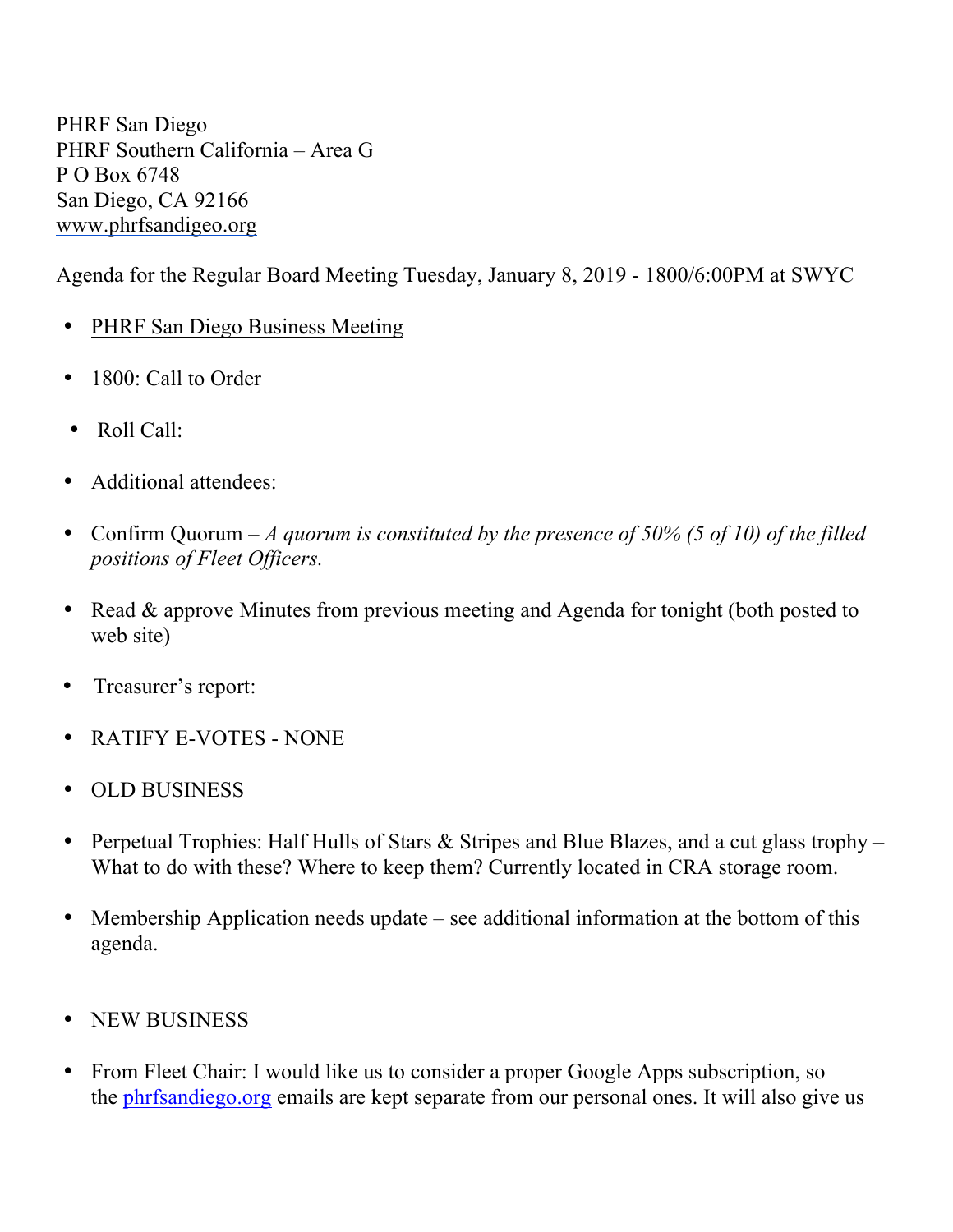PHRF San Diego
PHRF Southern California – Area G
P O Box 6748
San Diego, CA 92166
www.phrfsandigeo.org

Agenda for the Regular Board Meeting Tuesday, January 8, 2019 - 1800/6:00PM at SWYC

- PHRF San Diego Business Meeting
- 1800: Call to Order
- Roll Call:
- Additional attendees:
- Confirm Quorum – *A quorum is constituted by the presence of 50% (5 of 10) of the filled positions of Fleet Officers.*
- Read & approve Minutes from previous meeting and Agenda for tonight (both posted to web site)
- Treasurer's report:
- RATIFY E-VOTES - NONE
- OLD BUSINESS
- Perpetual Trophies: Half Hulls of Stars & Stripes and Blue Blazes, and a cut glass trophy – What to do with these? Where to keep them? Currently located in CRA storage room.
- Membership Application needs update – see additional information at the bottom of this agenda.
- NEW BUSINESS
- From Fleet Chair: I would like us to consider a proper Google Apps subscription, so the phrfsandiego.org emails are kept separate from our personal ones. It will also give us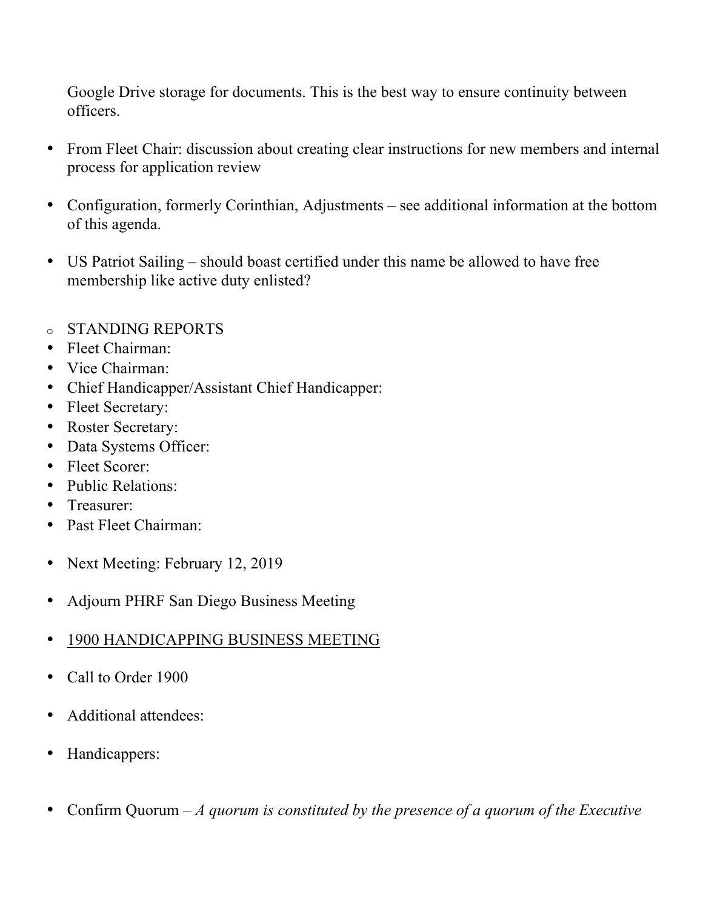Google Drive storage for documents. This is the best way to ensure continuity between officers.

- From Fleet Chair: discussion about creating clear instructions for new members and internal process for application review

- Configuration, formerly Corinthian, Adjustments – see additional information at the bottom of this agenda.

- US Patriot Sailing – should boast certified under this name be allowed to have free membership like active duty enlisted?

- STANDING REPORTS
- Fleet Chairman:
- Vice Chairman:
- Chief Handicapper/Assistant Chief Handicapper:
- Fleet Secretary:
- Roster Secretary:
- Data Systems Officer:
- Fleet Scorer:
- Public Relations:
- Treasurer:
- Past Fleet Chairman:

- Next Meeting: February 12, 2019

- Adjourn PHRF San Diego Business Meeting

- <u>1900 HANDICAPPING BUSINESS MEETING</u>

- Call to Order 1900

- Additional attendees:

- Handicappers:

- Confirm Quorum – *A quorum is constituted by the presence of a quorum of the Executive*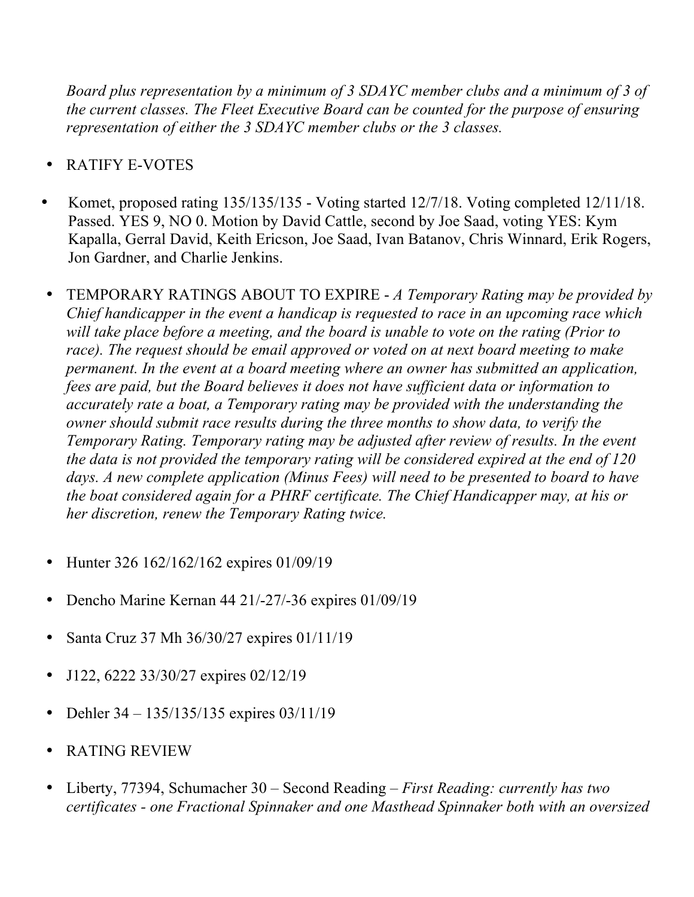*Board plus representation by a minimum of 3 SDAYC member clubs and a minimum of 3 of the current classes. The Fleet Executive Board can be counted for the purpose of ensuring representation of either the 3 SDAYC member clubs or the 3 classes.*

- RATIFY E-VOTES

- Komet, proposed rating 135/135/135 - Voting started 12/7/18. Voting completed 12/11/18. Passed. YES 9, NO 0. Motion by David Cattle, second by Joe Saad, voting YES: Kym Kapalla, Gerral David, Keith Ericson, Joe Saad, Ivan Batanov, Chris Winnard, Erik Rogers, Jon Gardner, and Charlie Jenkins.

- TEMPORARY RATINGS ABOUT TO EXPIRE - *A Temporary Rating may be provided by Chief handicapper in the event a handicap is requested to race in an upcoming race which will take place before a meeting, and the board is unable to vote on the rating (Prior to race). The request should be email approved or voted on at next board meeting to make permanent. In the event at a board meeting where an owner has submitted an application, fees are paid, but the Board believes it does not have sufficient data or information to accurately rate a boat, a Temporary rating may be provided with the understanding the owner should submit race results during the three months to show data, to verify the Temporary Rating. Temporary rating may be adjusted after review of results. In the event the data is not provided the temporary rating will be considered expired at the end of 120 days. A new complete application (Minus Fees) will need to be presented to board to have the boat considered again for a PHRF certificate. The Chief Handicapper may, at his or her discretion, renew the Temporary Rating twice.*

- Hunter 326 162/162/162 expires 01/09/19

- Dencho Marine Kernan 44 21/-27/-36 expires 01/09/19

- Santa Cruz 37 Mh 36/30/27 expires 01/11/19

- J122, 6222 33/30/27 expires 02/12/19

- Dehler 34 – 135/135/135 expires 03/11/19

- RATING REVIEW

- Liberty, 77394, Schumacher 30 – Second Reading – *First Reading: currently has two certificates - one Fractional Spinnaker and one Masthead Spinnaker both with an oversized*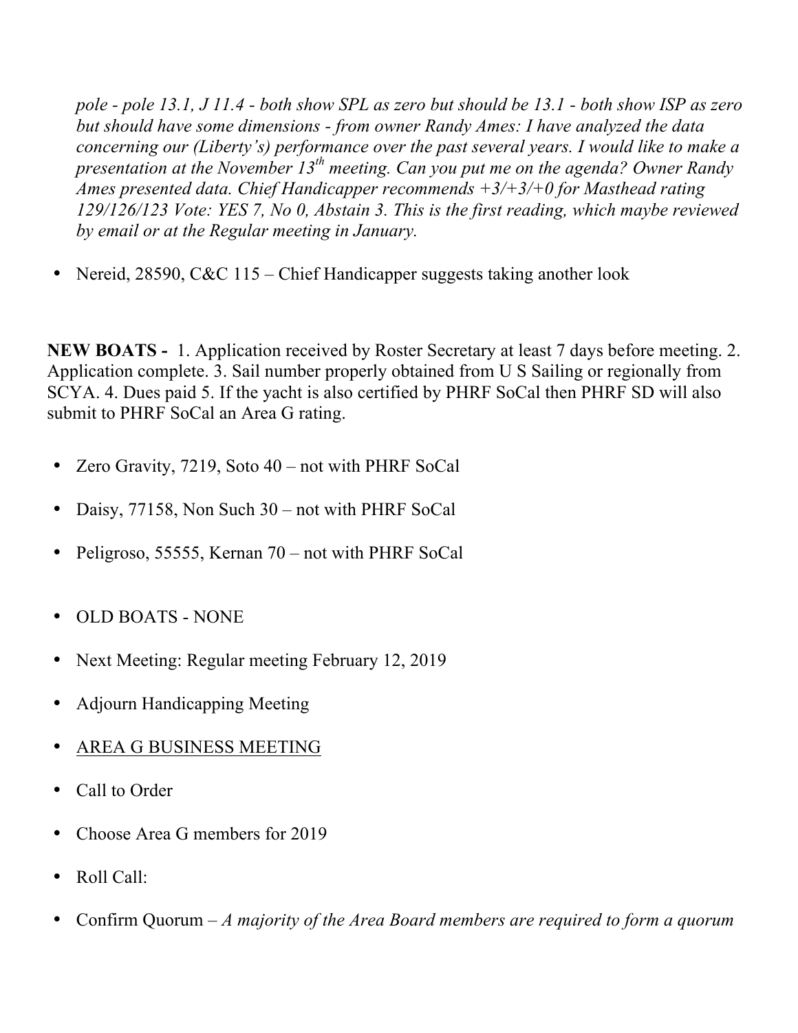*pole - pole 13.1, J 11.4 - both show SPL as zero but should be 13.1 - both show ISP as zero but should have some dimensions - from owner Randy Ames: I have analyzed the data concerning our (Liberty's) performance over the past several years. I would like to make a presentation at the November 13th meeting. Can you put me on the agenda? Owner Randy Ames presented data. Chief Handicapper recommends +3/+3/+0 for Masthead rating 129/126/123 Vote: YES 7, No 0, Abstain 3. This is the first reading, which maybe reviewed by email or at the Regular meeting in January.*

- Nereid, 28590, C&C 115 – Chief Handicapper suggests taking another look

**NEW BOATS -** 1. Application received by Roster Secretary at least 7 days before meeting. 2. Application complete. 3. Sail number properly obtained from U S Sailing or regionally from SCYA. 4. Dues paid 5. If the yacht is also certified by PHRF SoCal then PHRF SD will also submit to PHRF SoCal an Area G rating.

- Zero Gravity, 7219, Soto 40 – not with PHRF SoCal
- Daisy, 77158, Non Such 30 – not with PHRF SoCal
- Peligroso, 55555, Kernan 70 – not with PHRF SoCal

- OLD BOATS - NONE
- Next Meeting: Regular meeting February 12, 2019
- Adjourn Handicapping Meeting
- <u>AREA G BUSINESS MEETING</u>
- Call to Order
- Choose Area G members for 2019
- Roll Call:
- Confirm Quorum – *A majority of the Area Board members are required to form a quorum*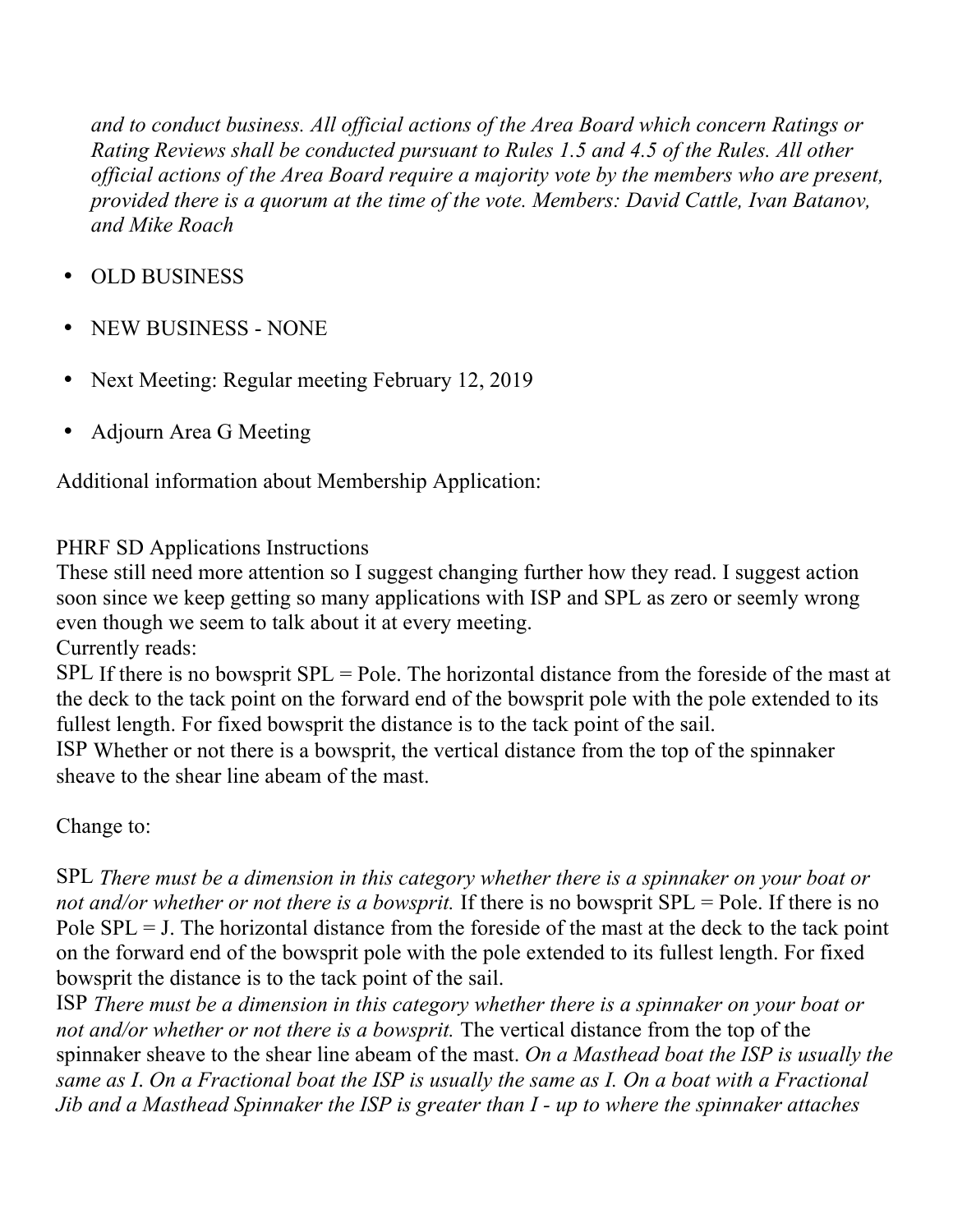*and to conduct business. All official actions of the Area Board which concern Ratings or Rating Reviews shall be conducted pursuant to Rules 1.5 and 4.5 of the Rules. All other official actions of the Area Board require a majority vote by the members who are present, provided there is a quorum at the time of the vote. Members: David Cattle, Ivan Batanov, and Mike Roach*

- OLD BUSINESS
- NEW BUSINESS - NONE
- Next Meeting: Regular meeting February 12, 2019
- Adjourn Area G Meeting

Additional information about Membership Application:

PHRF SD Applications Instructions
These still need more attention so I suggest changing further how they read. I suggest action soon since we keep getting so many applications with ISP and SPL as zero or seemly wrong even though we seem to talk about it at every meeting.
Currently reads:
SPL If there is no bowsprit SPL = Pole. The horizontal distance from the foreside of the mast at the deck to the tack point on the forward end of the bowsprit pole with the pole extended to its fullest length. For fixed bowsprit the distance is to the tack point of the sail.
ISP Whether or not there is a bowsprit, the vertical distance from the top of the spinnaker sheave to the shear line abeam of the mast.

Change to:

SPL *There must be a dimension in this category whether there is a spinnaker on your boat or not and/or whether or not there is a bowsprit.* If there is no bowsprit SPL = Pole. If there is no Pole SPL = J. The horizontal distance from the foreside of the mast at the deck to the tack point on the forward end of the bowsprit pole with the pole extended to its fullest length. For fixed bowsprit the distance is to the tack point of the sail.
ISP *There must be a dimension in this category whether there is a spinnaker on your boat or not and/or whether or not there is a bowsprit.* The vertical distance from the top of the spinnaker sheave to the shear line abeam of the mast. *On a Masthead boat the ISP is usually the same as I. On a Fractional boat the ISP is usually the same as I. On a boat with a Fractional Jib and a Masthead Spinnaker the ISP is greater than I - up to where the spinnaker attaches*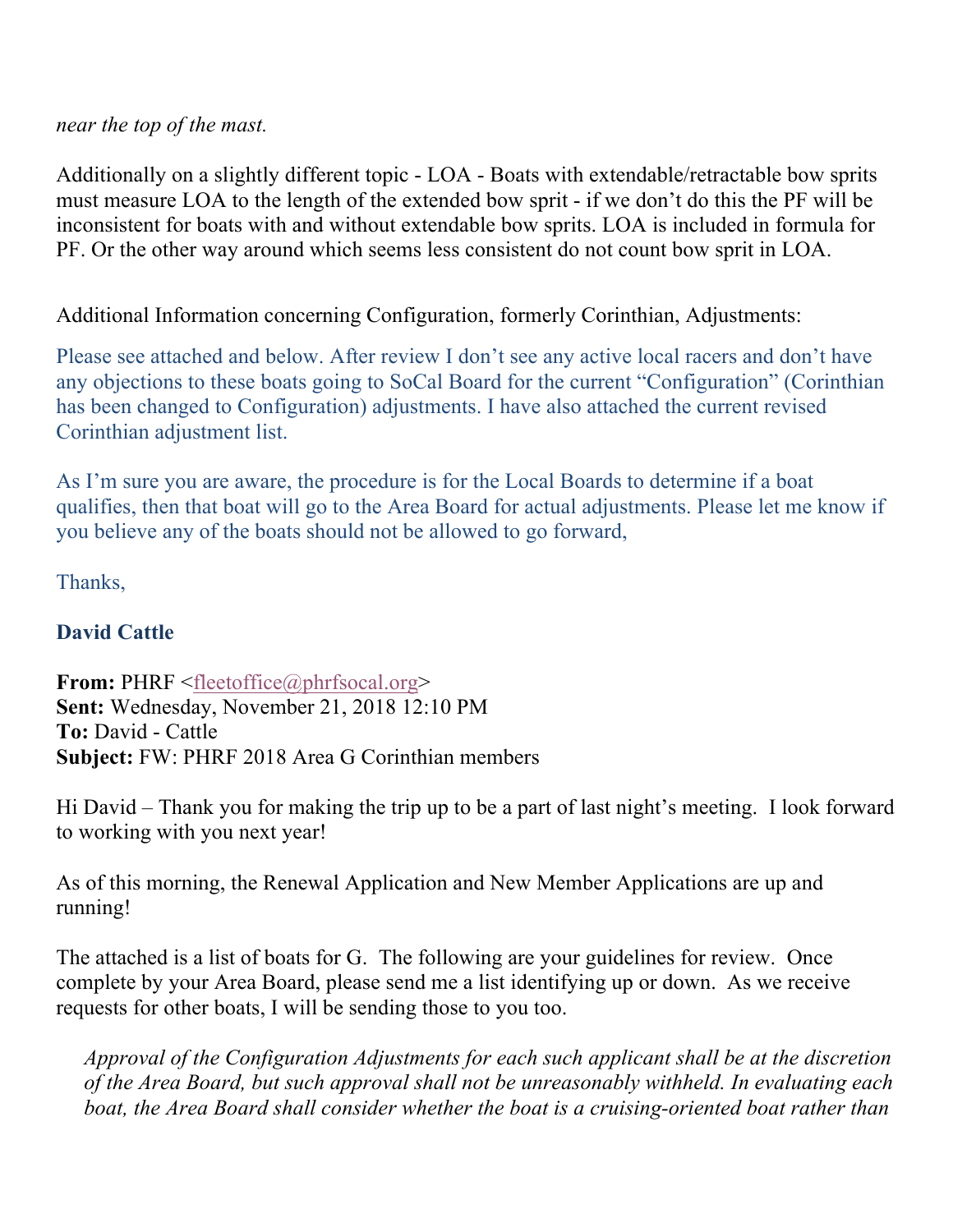*near the top of the mast.*

Additionally on a slightly different topic - LOA - Boats with extendable/retractable bow sprits must measure LOA to the length of the extended bow sprit - if we don't do this the PF will be inconsistent for boats with and without extendable bow sprits. LOA is included in formula for PF. Or the other way around which seems less consistent do not count bow sprit in LOA.

Additional Information concerning Configuration, formerly Corinthian, Adjustments:

Please see attached and below. After review I don't see any active local racers and don't have any objections to these boats going to SoCal Board for the current "Configuration" (Corinthian has been changed to Configuration) adjustments. I have also attached the current revised Corinthian adjustment list.

As I'm sure you are aware, the procedure is for the Local Boards to determine if a boat qualifies, then that boat will go to the Area Board for actual adjustments. Please let me know if you believe any of the boats should not be allowed to go forward,

Thanks,

**David Cattle**

**From:** PHRF <fleetoffice@phrfsocal.org>
**Sent:** Wednesday, November 21, 2018 12:10 PM
**To:** David - Cattle
**Subject:** FW: PHRF 2018 Area G Corinthian members

Hi David – Thank you for making the trip up to be a part of last night's meeting. I look forward to working with you next year!

As of this morning, the Renewal Application and New Member Applications are up and running!

The attached is a list of boats for G. The following are your guidelines for review. Once complete by your Area Board, please send me a list identifying up or down. As we receive requests for other boats, I will be sending those to you too.

> *Approval of the Configuration Adjustments for each such applicant shall be at the discretion of the Area Board, but such approval shall not be unreasonably withheld. In evaluating each boat, the Area Board shall consider whether the boat is a cruising-oriented boat rather than*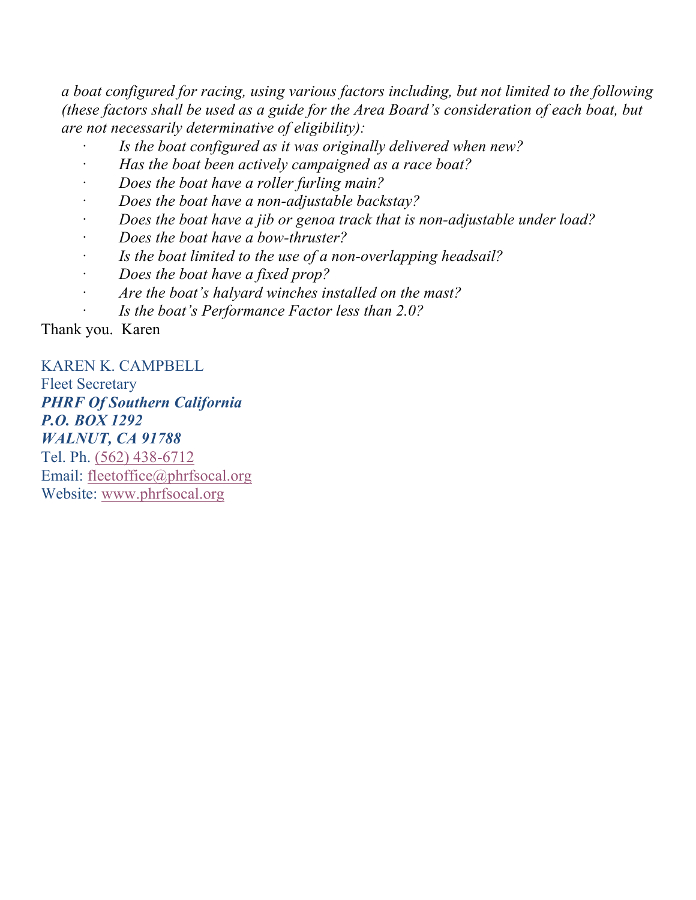*a boat configured for racing, using various factors including, but not limited to the following (these factors shall be used as a guide for the Area Board's consideration of each boat, but are not necessarily determinative of eligibility):*

- *Is the boat configured as it was originally delivered when new?*
- *Has the boat been actively campaigned as a race boat?*
- *Does the boat have a roller furling main?*
- *Does the boat have a non-adjustable backstay?*
- *Does the boat have a jib or genoa track that is non-adjustable under load?*
- *Does the boat have a bow-thruster?*
- *Is the boat limited to the use of a non-overlapping headsail?*
- *Does the boat have a fixed prop?*
- *Are the boat's halyard winches installed on the mast?*
- *Is the boat's Performance Factor less than 2.0?*

Thank you. Karen

KAREN K. CAMPBELL
Fleet Secretary
***PHRF Of Southern California***
***P.O. BOX 1292***
***WALNUT, CA 91788***
Tel. Ph. (562) 438-6712
Email: fleetoffice@phrfsocal.org
Website: www.phrfsocal.org